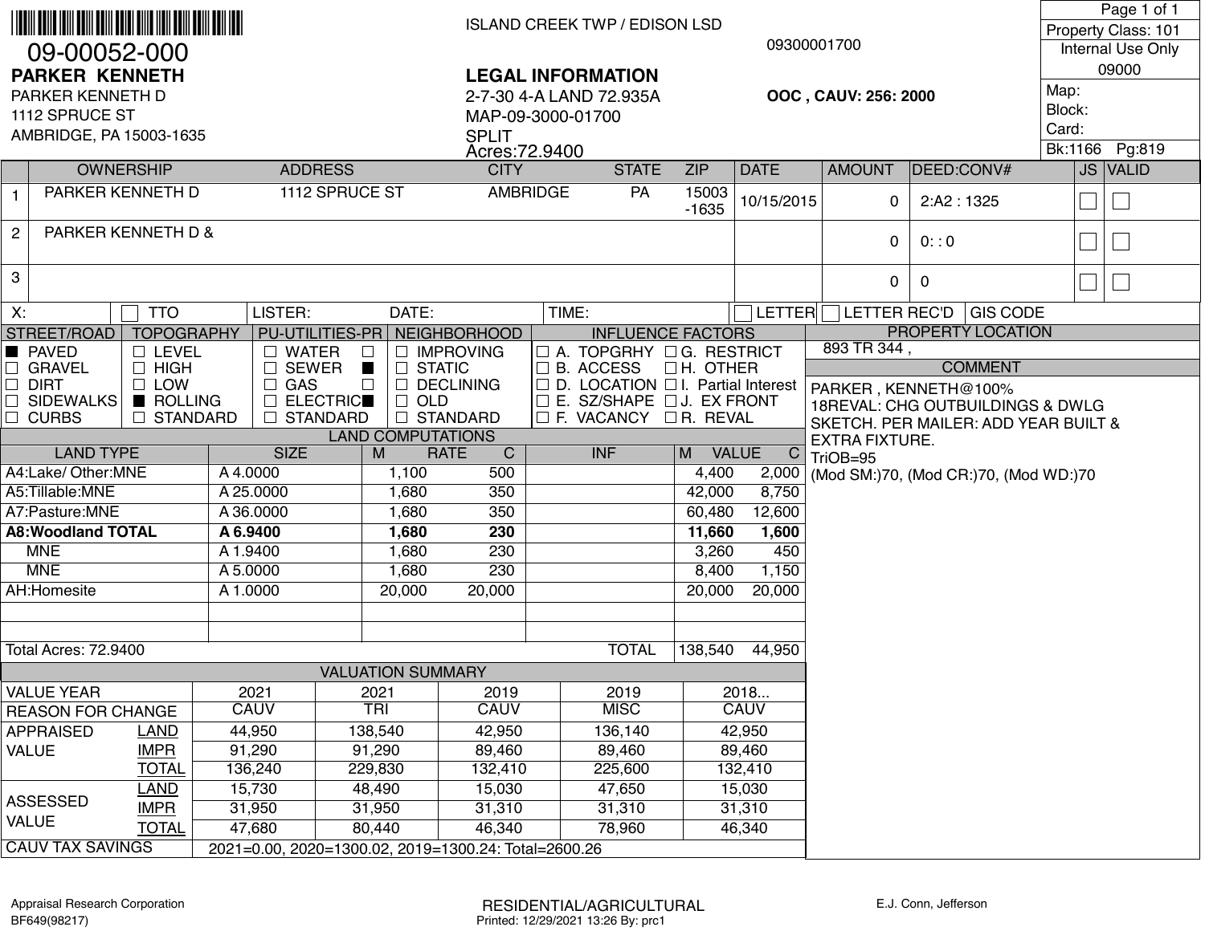09-00052-000

**PARKER KENNETH**

PARKER KENNETH D
1112 SPRUCE ST
AMBRIDGE, PA 15003-1635

ISLAND CREEK TWP / EDISON LSD

09300001700

**LEGAL INFORMATION**

2-7-30 4-A LAND 72.935A
MAP-09-3000-01700
SPLIT
Acres:72.9400

**OOC , CAUV: 256: 2000**

Property Class: 101
Internal Use Only
09000
Map:
Block:
Card:
Bk:1166 Pg:819

| | OWNERSHIP | ADDRESS | CITY | STATE | ZIP | DATE | AMOUNT | DEED:CONV# | JS | VALID |
|---|---|---|---|---|---|---|---|---|---|---|
| 1 | PARKER KENNETH D | 1112 SPRUCE ST | AMBRIDGE | PA | 15003 -1635 | 10/15/2015 | 0 | 2:A2 : 1325 | ☐ | ☐ |
| 2 | PARKER KENNETH D & | | | | | | 0 | 0: : 0 | ☐ | ☐ |
| 3 | | | | | | | 0 | 0 | ☐ | ☐ |

X: ☐ TTO LISTER: DATE: TIME: ☐ LETTER ☐ LETTER REC'D GIS CODE

| STREET/ROAD | TOPOGRAPHY | PU-UTILITIES-PR | NEIGHBORHOOD | INFLUENCE FACTORS | |
|---|---|---|---|---|---|
| ■ PAVED | ☐ LEVEL | ☐ WATER ☐ | ☐ IMPROVING | ☐ A. TOPGRHY | ☐ G. RESTRICT |
| ☐ GRAVEL | ☐ HIGH | ☐ SEWER ■ | ☐ STATIC | ☐ B. ACCESS | ☐ H. OTHER |
| ☐ DIRT | ☐ LOW | ☐ GAS ☐ | ☐ DECLINING | ☐ D. LOCATION | ☐ I. Partial Interest |
| ☐ SIDEWALKS | ■ ROLLING | ☐ ELECTRIC ■ | ☐ OLD | ☐ E. SZ/SHAPE | ☐ J. EX FRONT |
| ☐ CURBS | ☐ STANDARD | ☐ STANDARD | ☐ STANDARD | ☐ F. VACANCY | ☐ R. REVAL |

**PROPERTY LOCATION**

893 TR 344 ,

**COMMENT**

PARKER , KENNETH@100%
18REVAL: CHG OUTBUILDINGS & DWLG SKETCH. PER MAILER: ADD YEAR BUILT & EXTRA FIXTURE.
TriOB=95
(Mod SM:)70, (Mod CR:)70, (Mod WD:)70

**LAND COMPUTATIONS**

| LAND TYPE | SIZE | M RATE | C | INF | M VALUE | C |
|---|---|---|---|---|---|---|
| A4:Lake/ Other:MNE | A 4.0000 | 1,100 | 500 | | 4,400 | 2,000 |
| A5:Tillable:MNE | A 25.0000 | 1,680 | 350 | | 42,000 | 8,750 |
| A7:Pasture:MNE | A 36.0000 | 1,680 | 350 | | 60,480 | 12,600 |
| **A8:Woodland TOTAL** | **A 6.9400** | **1,680** | **230** | | **11,660** | **1,600** |
| MNE | A 1.9400 | 1,680 | 230 | | 3,260 | 450 |
| MNE | A 5.0000 | 1,680 | 230 | | 8,400 | 1,150 |
| AH:Homesite | A 1.0000 | 20,000 | 20,000 | | 20,000 | 20,000 |
| | | | | | | |
| | | | | | | |
| Total Acres: 72.9400 | | | | TOTAL | 138,540 | 44,950 |

**VALUATION SUMMARY**

| VALUE YEAR | | 2021 | 2021 | 2019 | 2019 | 2018... |
|---|---|---|---|---|---|---|
| REASON FOR CHANGE | | CAUV | TRI | CAUV | MISC | CAUV |
| APPRAISED VALUE | LAND | 44,950 | 138,540 | 42,950 | 136,140 | 42,950 |
| | IMPR | 91,290 | 91,290 | 89,460 | 89,460 | 89,460 |
| | TOTAL | 136,240 | 229,830 | 132,410 | 225,600 | 132,410 |
| ASSESSED VALUE | LAND | 15,730 | 48,490 | 15,030 | 47,650 | 15,030 |
| | IMPR | 31,950 | 31,950 | 31,310 | 31,310 | 31,310 |
| | TOTAL | 47,680 | 80,440 | 46,340 | 78,960 | 46,340 |
| CAUV TAX SAVINGS | | 2021=0.00, 2020=1300.02, 2019=1300.24: Total=2600.26 | | | | |

Appraisal Research Corporation
BF649(98217)

RESIDENTIAL/AGRICULTURAL
Printed: 12/29/2021 13:26 By: prc1

E.J. Conn, Jefferson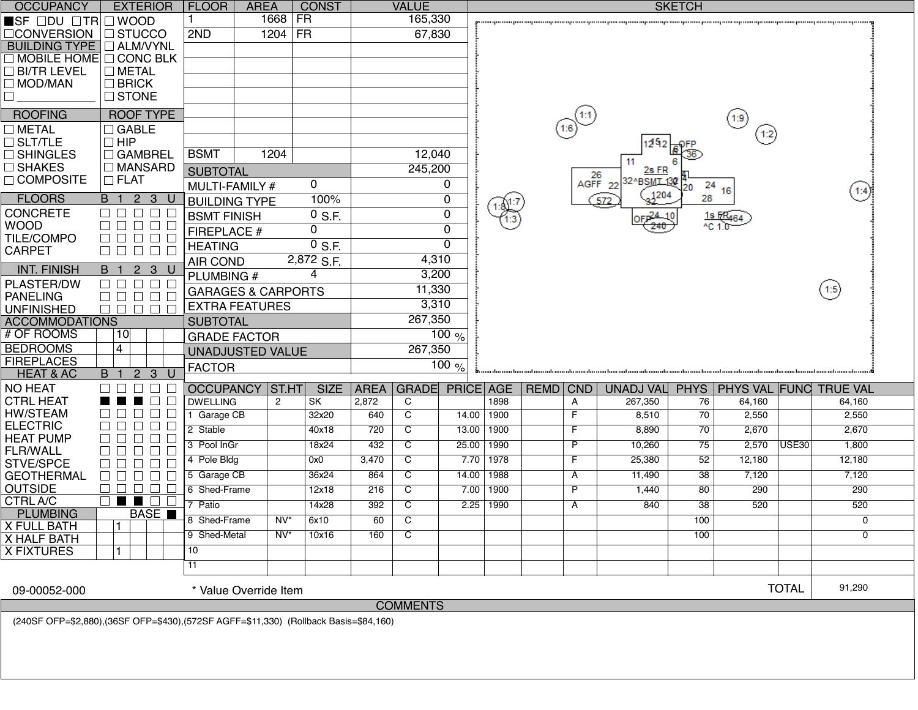| OCCUPANCY | EXTERIOR |
|---|---|
| ■SF ☐DU ☐TR | ☐ WOOD |
| ☐CONVERSION | ☐ STUCCO |
| **BUILDING TYPE** | ☐ ALM/VYNL |
| ☐ MOBILE HOME | ☐ CONC BLK |
| ☐ BI/TR LEVEL | ☐ METAL |
| ☐ MOD/MAN | ☐ BRICK |
| ☐ ____________ | ☐ STONE |

| ROOFING | ROOF TYPE |
|---|---|
| ☐ METAL | ☐ GABLE |
| ☐ SLT/TLE | ☐ HIP |
| ☐ SHINGLES | ☐ GAMBREL |
| ☐ SHAKES | ☐ MANSARD |
| ☐ COMPOSITE | ☐ FLAT |

| FLOORS | B | 1 | 2 | 3 | U |
|---|---|---|---|---|---|
| CONCRETE | ☐ | ☐ | ☐ | ☐ | ☐ |
| WOOD | ☐ | ☐ | ☐ | ☐ | ☐ |
| TILE/COMPO | ☐ | ☐ | ☐ | ☐ | ☐ |
| CARPET | ☐ | ☐ | ☐ | ☐ | ☐ |

| INT. FINISH | B | 1 | 2 | 3 | U |
|---|---|---|---|---|---|
| PLASTER/DW | ☐ | ☐ | ☐ | ☐ | ☐ |
| PANELING | ☐ | ☐ | ☐ | ☐ | ☐ |
| UNFINISHED | ☐ | ☐ | ☐ | ☐ | ☐ |

| ACCOMMODATIONS | | | | |
|---|---|---|---|---|
| # OF ROOMS | 10 | | | |
| BEDROOMS | 4 | | | |
| FIREPLACES | | | | |

| HEAT & AC | B | 1 | 2 | 3 | U |
|---|---|---|---|---|---|
| NO HEAT | ☐ | ☐ | ☐ | ☐ | ☐ |
| CTRL HEAT | ■ | ■ | ■ | ☐ | ☐ |
| HW/STEAM | ☐ | ☐ | ☐ | ☐ | ☐ |
| ELECTRIC | ☐ | ☐ | ☐ | ☐ | ☐ |
| HEAT PUMP | ☐ | ☐ | ☐ | ☐ | ☐ |
| FLR/WALL | ☐ | ☐ | ☐ | ☐ | ☐ |
| STVE/SPCE | ☐ | ☐ | ☐ | ☐ | ☐ |
| GEOTHERMAL | ☐ | ☐ | ☐ | ☐ | ☐ |
| OUTSIDE | ☐ | ☐ | ☐ | ☐ | ☐ |
| CTRL A/C | ☐ | ■ | ■ | ☐ | ☐ |

| PLUMBING | BASE ■ | | | |
|---|---|---|---|---|
| X FULL BATH | 1 | | | |
| X HALF BATH | | | | |
| X FIXTURES | 1 | | | |

| FLOOR | AREA | CONST | VALUE |
|---|---|---|---|
| 1 | 1668 | FR | 165,330 |
| 2ND | 1204 | FR | 67,830 |
| BSMT | 1204 | | 12,040 |
| SUBTOTAL | | | 245,200 |
| MULTI-FAMILY # | 0 | | 0 |
| BUILDING TYPE | 100% | | 0 |
| BSMT FINISH | 0 S.F. | | 0 |
| FIREPLACE # | 0 | | 0 |
| HEATING | 0 S.F. | | 0 |
| AIR COND | 2,872 S.F. | | 4,310 |
| PLUMBING # | 4 | | 3,200 |
| GARAGES & CARPORTS | | | 11,330 |
| EXTRA FEATURES | | | 3,310 |
| SUBTOTAL | | | 267,350 |
| GRADE FACTOR | | | 100 % |
| UNADJUSTED VALUE | | | 267,350 |
| FACTOR | | | 100 % |

SKETCH

1:1 1:2 1:3 1:4 1:5 1:6 1:7 1:8 1:9

12 15 12 6 OFP 36 6 11 2s FR 32^BSMT 32 1204 32 26 AGFF 22 572 20 24 16 28 OFP 24 10 240 1s FR 464 ^C 1.0

| OCCUPANCY | ST.HT | SIZE | AREA | GRADE | PRICE | AGE | REMD | CND | UNADJ VAL | PHYS | PHYS VAL | FUNC | TRUE VAL |
|---|---|---|---|---|---|---|---|---|---|---|---|---|---|
| DWELLING | 2 | SK | 2,872 | C | | 1898 | | A | 267,350 | 76 | 64,160 | | 64,160 |
| 1 Garage CB | | 32x20 | 640 | C | 14.00 | 1900 | | F | 8,510 | 70 | 2,550 | | 2,550 |
| 2 Stable | | 40x18 | 720 | C | 13.00 | 1900 | | F | 8,890 | 70 | 2,670 | | 2,670 |
| 3 Pool InGr | | 18x24 | 432 | C | 25.00 | 1990 | | P | 10,260 | 75 | 2,570 | USE30 | 1,800 |
| 4 Pole Bldg | | 0x0 | 3,470 | C | 7.70 | 1978 | | F | 25,380 | 52 | 12,180 | | 12,180 |
| 5 Garage CB | | 36x24 | 864 | C | 14.00 | 1988 | | A | 11,490 | 38 | 7,120 | | 7,120 |
| 6 Shed-Frame | | 12x18 | 216 | C | 7.00 | 1900 | | P | 1,440 | 80 | 290 | | 290 |
| 7 Patio | | 14x28 | 392 | C | 2.25 | 1990 | | A | 840 | 38 | 520 | | 520 |
| 8 Shed-Frame | NV* | 6x10 | 60 | C | | | | | | 100 | | | 0 |
| 9 Shed-Metal | NV* | 10x16 | 160 | C | | | | | | 100 | | | 0 |
| 10 | | | | | | | | | | | | | |
| 11 | | | | | | | | | | | | | |

09-00052-000

\* Value Override Item

TOTAL 91,290

COMMENTS

(240SF OFP=$2,880),(36SF OFP=$430),(572SF AGFF=$11,330) (Rollback Basis=$84,160)